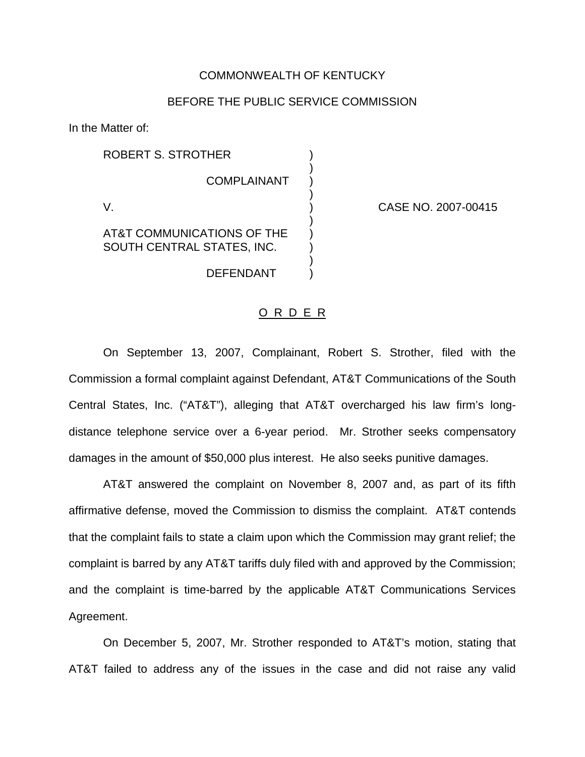COMMONWEALTH OF KENTUCKY

BEFORE THE PUBLIC SERVICE COMMISSION

In the Matter of:

| | | |
|---|---|---|
| ROBERT S. STROTHER<br><br>COMPLAINANT<br><br>V.<br><br>AT&T COMMUNICATIONS OF THE SOUTH CENTRAL STATES, INC.<br><br>DEFENDANT | ) | CASE NO. 2007-00415 |

## O R D E R

On September 13, 2007, Complainant, Robert S. Strother, filed with the Commission a formal complaint against Defendant, AT&T Communications of the South Central States, Inc. ("AT&T"), alleging that AT&T overcharged his law firm's long-distance telephone service over a 6-year period. Mr. Strother seeks compensatory damages in the amount of $50,000 plus interest. He also seeks punitive damages.

AT&T answered the complaint on November 8, 2007 and, as part of its fifth affirmative defense, moved the Commission to dismiss the complaint. AT&T contends that the complaint fails to state a claim upon which the Commission may grant relief; the complaint is barred by any AT&T tariffs duly filed with and approved by the Commission; and the complaint is time-barred by the applicable AT&T Communications Services Agreement.

On December 5, 2007, Mr. Strother responded to AT&T's motion, stating that AT&T failed to address any of the issues in the case and did not raise any valid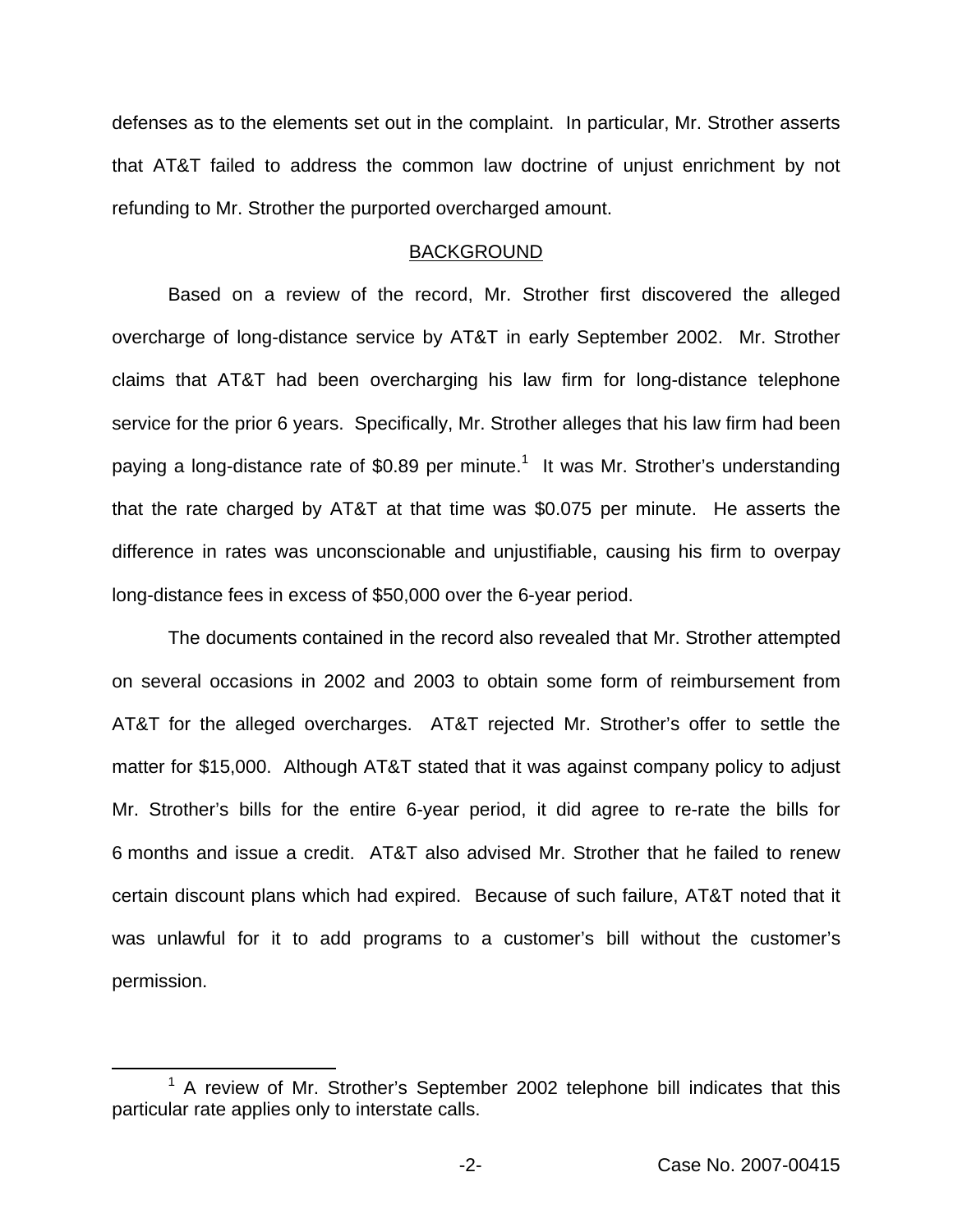defenses as to the elements set out in the complaint. In particular, Mr. Strother asserts that AT&T failed to address the common law doctrine of unjust enrichment by not refunding to Mr. Strother the purported overcharged amount.

## BACKGROUND

Based on a review of the record, Mr. Strother first discovered the alleged overcharge of long-distance service by AT&T in early September 2002. Mr. Strother claims that AT&T had been overcharging his law firm for long-distance telephone service for the prior 6 years. Specifically, Mr. Strother alleges that his law firm had been paying a long-distance rate of $0.89 per minute.[1] It was Mr. Strother's understanding that the rate charged by AT&T at that time was $0.075 per minute. He asserts the difference in rates was unconscionable and unjustifiable, causing his firm to overpay long-distance fees in excess of $50,000 over the 6-year period.

The documents contained in the record also revealed that Mr. Strother attempted on several occasions in 2002 and 2003 to obtain some form of reimbursement from AT&T for the alleged overcharges. AT&T rejected Mr. Strother's offer to settle the matter for $15,000. Although AT&T stated that it was against company policy to adjust Mr. Strother's bills for the entire 6-year period, it did agree to re-rate the bills for 6 months and issue a credit. AT&T also advised Mr. Strother that he failed to renew certain discount plans which had expired. Because of such failure, AT&T noted that it was unlawful for it to add programs to a customer's bill without the customer's permission.

[1] A review of Mr. Strother's September 2002 telephone bill indicates that this particular rate applies only to interstate calls.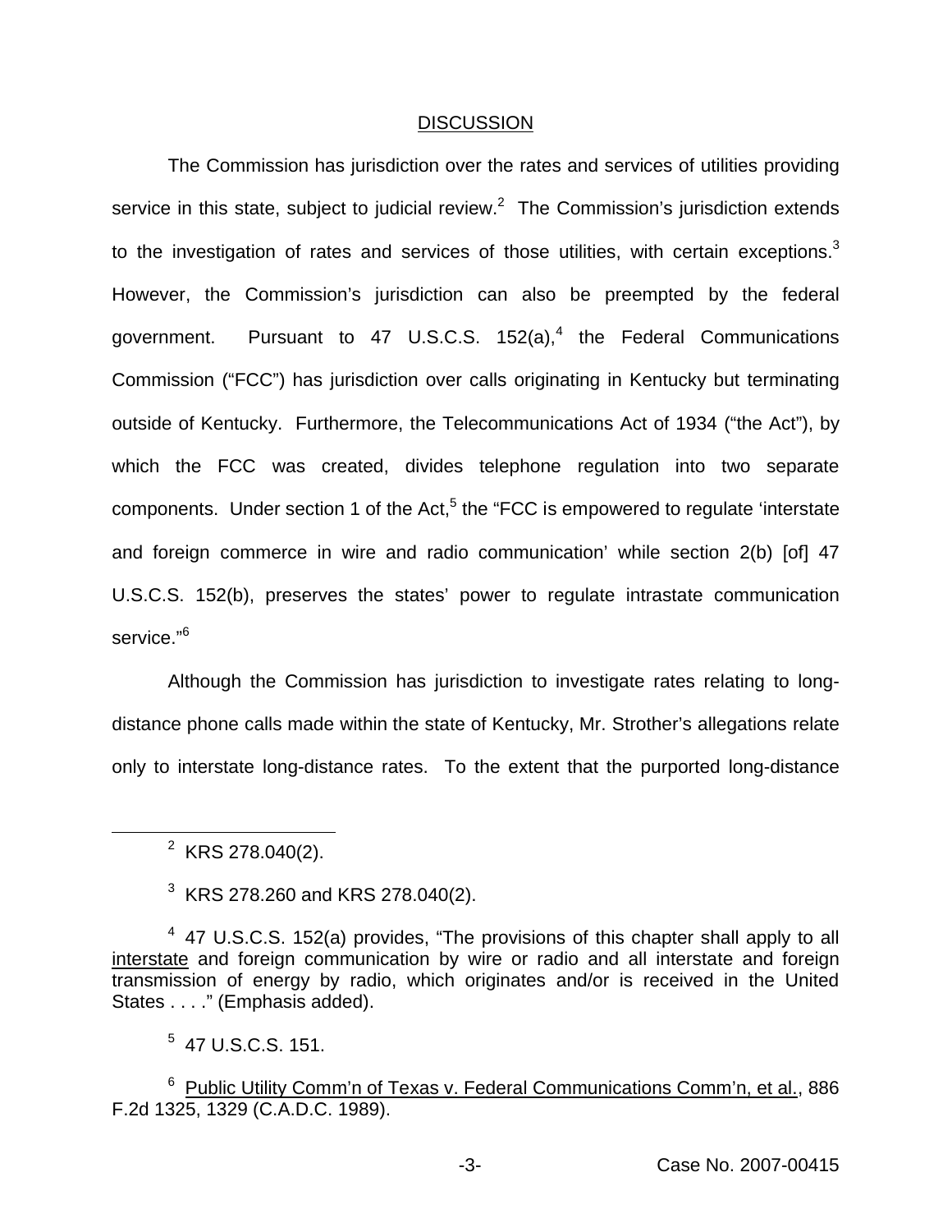## DISCUSSION

The Commission has jurisdiction over the rates and services of utilities providing service in this state, subject to judicial review.[2] The Commission's jurisdiction extends to the investigation of rates and services of those utilities, with certain exceptions.[3] However, the Commission's jurisdiction can also be preempted by the federal government. Pursuant to 47 U.S.C.S. 152(a),[4] the Federal Communications Commission ("FCC") has jurisdiction over calls originating in Kentucky but terminating outside of Kentucky. Furthermore, the Telecommunications Act of 1934 ("the Act"), by which the FCC was created, divides telephone regulation into two separate components. Under section 1 of the Act,[5] the "FCC is empowered to regulate 'interstate and foreign commerce in wire and radio communication' while section 2(b) [of] 47 U.S.C.S. 152(b), preserves the states' power to regulate intrastate communication service."[6]

Although the Commission has jurisdiction to investigate rates relating to long-distance phone calls made within the state of Kentucky, Mr. Strother's allegations relate only to interstate long-distance rates. To the extent that the purported long-distance

---

[2] KRS 278.040(2).

[3] KRS 278.260 and KRS 278.040(2).

[4] 47 U.S.C.S. 152(a) provides, "The provisions of this chapter shall apply to all interstate and foreign communication by wire or radio and all interstate and foreign transmission of energy by radio, which originates and/or is received in the United States . . . ." (Emphasis added).

[5] 47 U.S.C.S. 151.

[6] Public Utility Comm'n of Texas v. Federal Communications Comm'n, et al., 886 F.2d 1325, 1329 (C.A.D.C. 1989).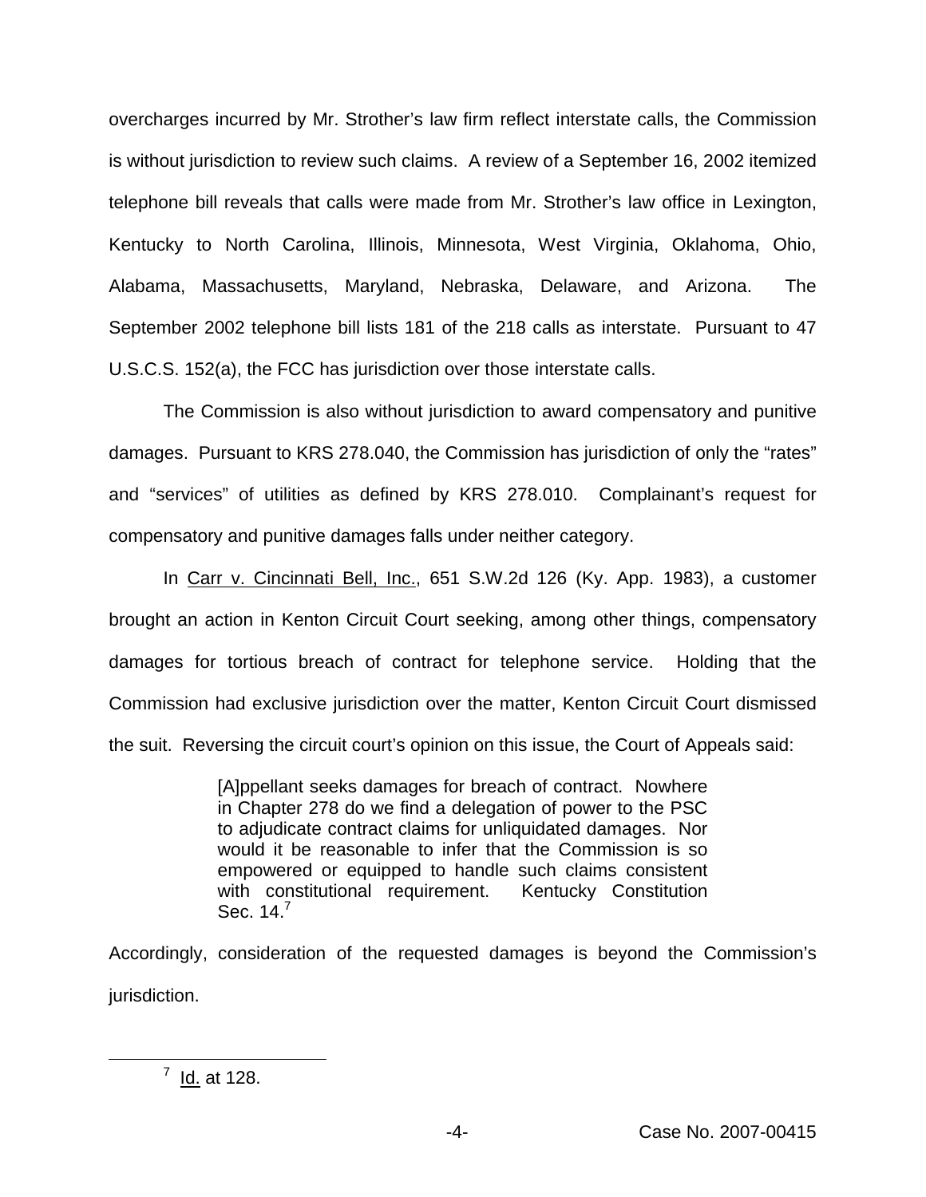overcharges incurred by Mr. Strother's law firm reflect interstate calls, the Commission is without jurisdiction to review such claims. A review of a September 16, 2002 itemized telephone bill reveals that calls were made from Mr. Strother's law office in Lexington, Kentucky to North Carolina, Illinois, Minnesota, West Virginia, Oklahoma, Ohio, Alabama, Massachusetts, Maryland, Nebraska, Delaware, and Arizona. The September 2002 telephone bill lists 181 of the 218 calls as interstate. Pursuant to 47 U.S.C.S. 152(a), the FCC has jurisdiction over those interstate calls.

The Commission is also without jurisdiction to award compensatory and punitive damages. Pursuant to KRS 278.040, the Commission has jurisdiction of only the "rates" and "services" of utilities as defined by KRS 278.010. Complainant's request for compensatory and punitive damages falls under neither category.

In Carr v. Cincinnati Bell, Inc., 651 S.W.2d 126 (Ky. App. 1983), a customer brought an action in Kenton Circuit Court seeking, among other things, compensatory damages for tortious breach of contract for telephone service. Holding that the Commission had exclusive jurisdiction over the matter, Kenton Circuit Court dismissed the suit. Reversing the circuit court's opinion on this issue, the Court of Appeals said:

> [A]ppellant seeks damages for breach of contract. Nowhere in Chapter 278 do we find a delegation of power to the PSC to adjudicate contract claims for unliquidated damages. Nor would it be reasonable to infer that the Commission is so empowered or equipped to handle such claims consistent with constitutional requirement. Kentucky Constitution Sec. 14.[7]

Accordingly, consideration of the requested damages is beyond the Commission's jurisdiction.

[7] Id. at 128.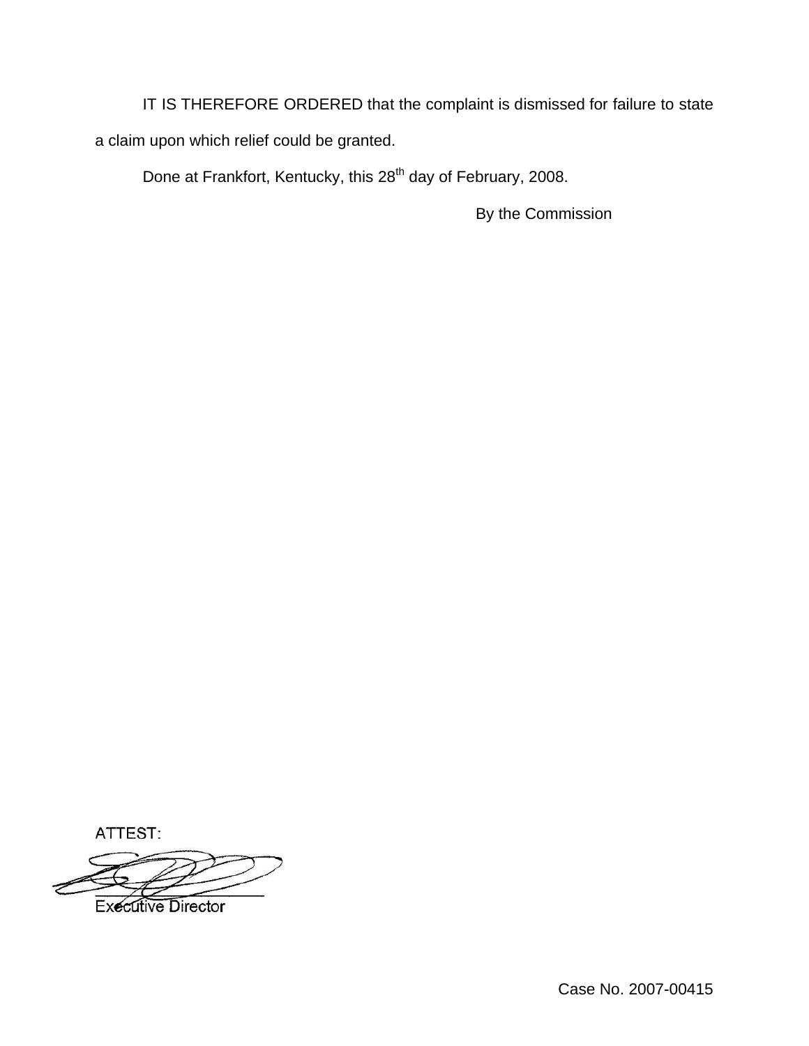IT IS THEREFORE ORDERED that the complaint is dismissed for failure to state a claim upon which relief could be granted.

Done at Frankfort, Kentucky, this 28th day of February, 2008.

By the Commission

ATTEST:

Executive Director

Case No. 2007-00415